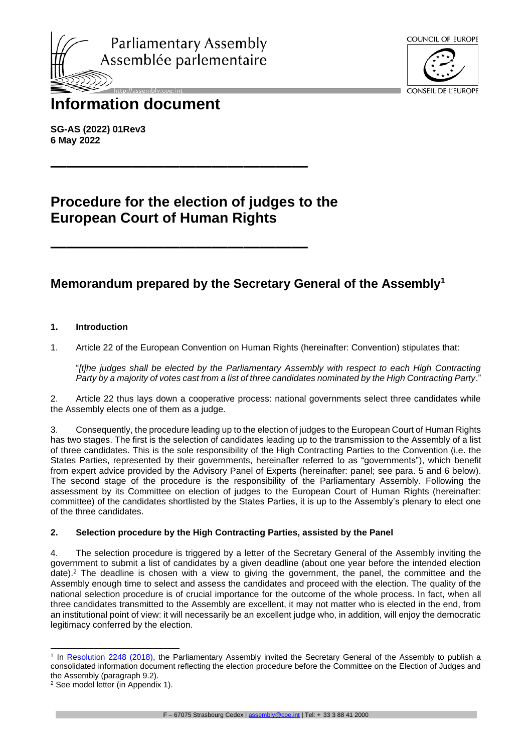Parliamentary Assembly
Assemblée parlementaire

COUNCIL OF EUROPE
CONSEIL DE L'EUROPE

# Information document

**SG-AS (2022) 01Rev3**
**6 May 2022**

# Procedure for the election of judges to the European Court of Human Rights

## Memorandum prepared by the Secretary General of the Assembly[1]

### 1. Introduction

1. Article 22 of the European Convention on Human Rights (hereinafter: Convention) stipulates that:

"*[t]he judges shall be elected by the Parliamentary Assembly with respect to each High Contracting Party by a majority of votes cast from a list of three candidates nominated by the High Contracting Party*."

2. Article 22 thus lays down a cooperative process: national governments select three candidates while the Assembly elects one of them as a judge.

3. Consequently, the procedure leading up to the election of judges to the European Court of Human Rights has two stages. The first is the selection of candidates leading up to the transmission to the Assembly of a list of three candidates. This is the sole responsibility of the High Contracting Parties to the Convention (i.e. the States Parties, represented by their governments, hereinafter referred to as "governments"), which benefit from expert advice provided by the Advisory Panel of Experts (hereinafter: panel; see para. 5 and 6 below). The second stage of the procedure is the responsibility of the Parliamentary Assembly. Following the assessment by its Committee on election of judges to the European Court of Human Rights (hereinafter: committee) of the candidates shortlisted by the States Parties, it is up to the Assembly's plenary to elect one of the three candidates.

### 2. Selection procedure by the High Contracting Parties, assisted by the Panel

4. The selection procedure is triggered by a letter of the Secretary General of the Assembly inviting the government to submit a list of candidates by a given deadline (about one year before the intended election date).[2] The deadline is chosen with a view to giving the government, the panel, the committee and the Assembly enough time to select and assess the candidates and proceed with the election. The quality of the national selection procedure is of crucial importance for the outcome of the whole process. In fact, when all three candidates transmitted to the Assembly are excellent, it may not matter who is elected in the end, from an institutional point of view: it will necessarily be an excellent judge who, in addition, will enjoy the democratic legitimacy conferred by the election.

[1] In Resolution 2248 (2018), the Parliamentary Assembly invited the Secretary General of the Assembly to publish a consolidated information document reflecting the election procedure before the Committee on the Election of Judges and the Assembly (paragraph 9.2).

[2] See model letter (in Appendix 1).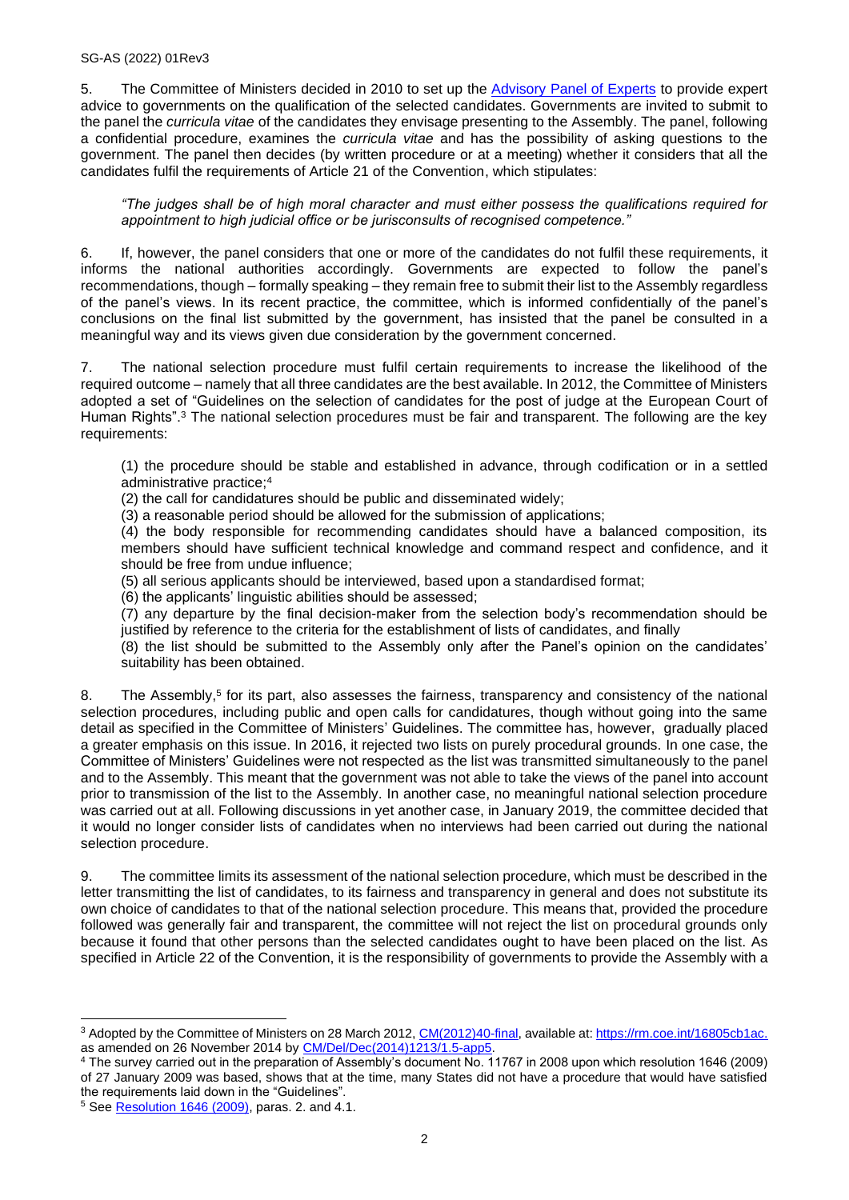5. The Committee of Ministers decided in 2010 to set up the [Advisory Panel of Experts](#) to provide expert advice to governments on the qualification of the selected candidates. Governments are invited to submit to the panel the *curricula vitae* of the candidates they envisage presenting to the Assembly. The panel, following a confidential procedure, examines the *curricula vitae* and has the possibility of asking questions to the government. The panel then decides (by written procedure or at a meeting) whether it considers that all the candidates fulfil the requirements of Article 21 of the Convention, which stipulates:

> *"The judges shall be of high moral character and must either possess the qualifications required for appointment to high judicial office or be jurisconsults of recognised competence."*

6. If, however, the panel considers that one or more of the candidates do not fulfil these requirements, it informs the national authorities accordingly. Governments are expected to follow the panel's recommendations, though – formally speaking – they remain free to submit their list to the Assembly regardless of the panel's views. In its recent practice, the committee, which is informed confidentially of the panel's conclusions on the final list submitted by the government, has insisted that the panel be consulted in a meaningful way and its views given due consideration by the government concerned.

7. The national selection procedure must fulfil certain requirements to increase the likelihood of the required outcome – namely that all three candidates are the best available. In 2012, the Committee of Ministers adopted a set of "Guidelines on the selection of candidates for the post of judge at the European Court of Human Rights".[3] The national selection procedures must be fair and transparent. The following are the key requirements:

> (1) the procedure should be stable and established in advance, through codification or in a settled administrative practice;[4]
>
> (2) the call for candidatures should be public and disseminated widely;
>
> (3) a reasonable period should be allowed for the submission of applications;
>
> (4) the body responsible for recommending candidates should have a balanced composition, its members should have sufficient technical knowledge and command respect and confidence, and it should be free from undue influence;
>
> (5) all serious applicants should be interviewed, based upon a standardised format;
>
> (6) the applicants' linguistic abilities should be assessed;
>
> (7) any departure by the final decision-maker from the selection body's recommendation should be justified by reference to the criteria for the establishment of lists of candidates, and finally
>
> (8) the list should be submitted to the Assembly only after the Panel's opinion on the candidates' suitability has been obtained.

8. The Assembly,[5] for its part, also assesses the fairness, transparency and consistency of the national selection procedures, including public and open calls for candidatures, though without going into the same detail as specified in the Committee of Ministers' Guidelines. The committee has, however, gradually placed a greater emphasis on this issue. In 2016, it rejected two lists on purely procedural grounds. In one case, the Committee of Ministers' Guidelines were not respected as the list was transmitted simultaneously to the panel and to the Assembly. This meant that the government was not able to take the views of the panel into account prior to transmission of the list to the Assembly. In another case, no meaningful national selection procedure was carried out at all. Following discussions in yet another case, in January 2019, the committee decided that it would no longer consider lists of candidates when no interviews had been carried out during the national selection procedure.

9. The committee limits its assessment of the national selection procedure, which must be described in the letter transmitting the list of candidates, to its fairness and transparency in general and does not substitute its own choice of candidates to that of the national selection procedure. This means that, provided the procedure followed was generally fair and transparent, the committee will not reject the list on procedural grounds only because it found that other persons than the selected candidates ought to have been placed on the list. As specified in Article 22 of the Convention, it is the responsibility of governments to provide the Assembly with a

---

[3] Adopted by the Committee of Ministers on 28 March 2012, [CM(2012)40-final](#), available at: https://rm.coe.int/16805cb1ac. as amended on 26 November 2014 by [CM/Del/Dec(2014)1213/1.5-app5](#).

[4] The survey carried out in the preparation of Assembly's document No. 11767 in 2008 upon which resolution 1646 (2009) of 27 January 2009 was based, shows that at the time, many States did not have a procedure that would have satisfied the requirements laid down in the "Guidelines".

[5] See [Resolution 1646 (2009)](#), paras. 2. and 4.1.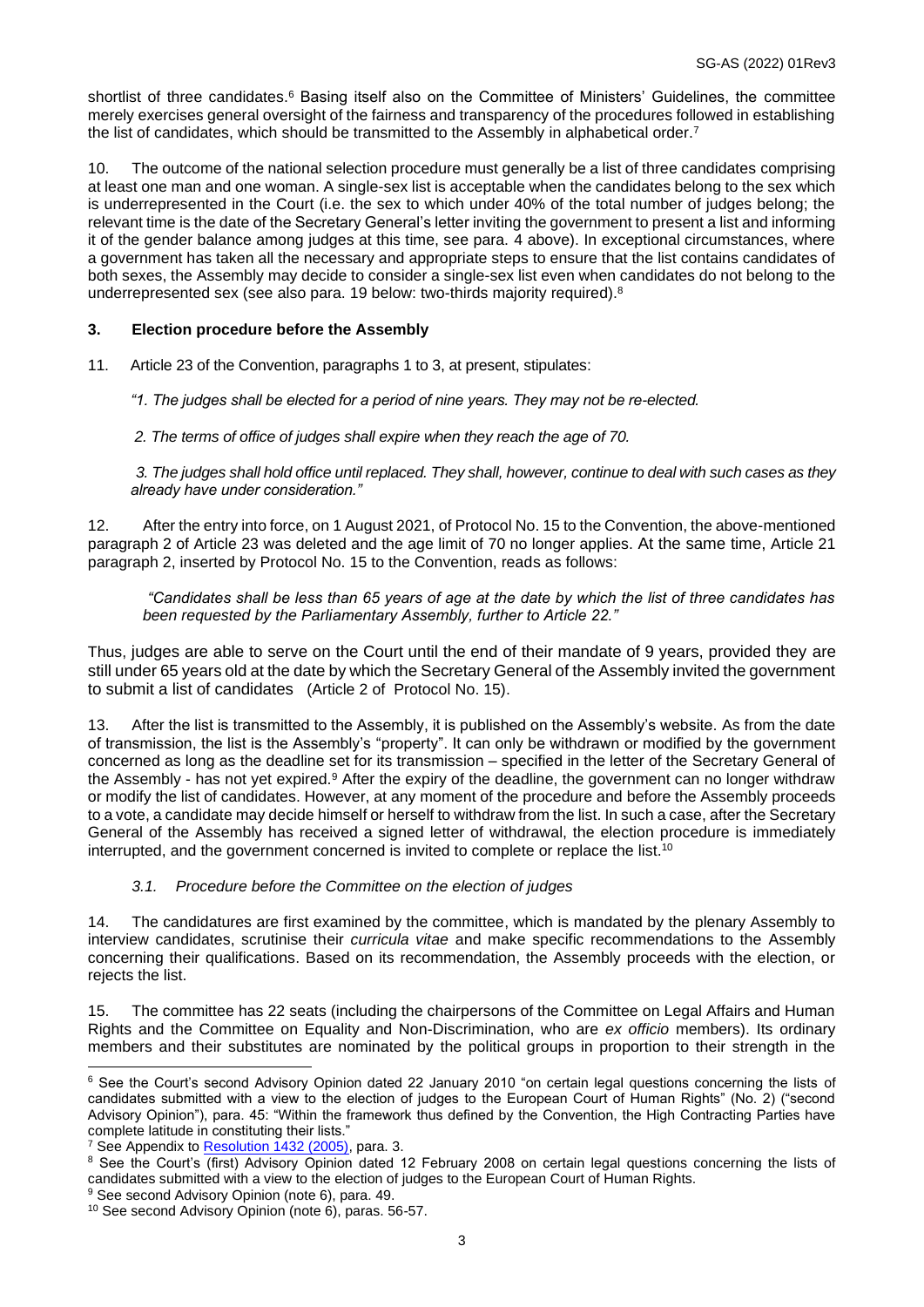shortlist of three candidates.[6] Basing itself also on the Committee of Ministers' Guidelines, the committee merely exercises general oversight of the fairness and transparency of the procedures followed in establishing the list of candidates, which should be transmitted to the Assembly in alphabetical order.[7]

10. The outcome of the national selection procedure must generally be a list of three candidates comprising at least one man and one woman. A single-sex list is acceptable when the candidates belong to the sex which is underrepresented in the Court (i.e. the sex to which under 40% of the total number of judges belong; the relevant time is the date of the Secretary General's letter inviting the government to present a list and informing it of the gender balance among judges at this time, see para. 4 above). In exceptional circumstances, where a government has taken all the necessary and appropriate steps to ensure that the list contains candidates of both sexes, the Assembly may decide to consider a single-sex list even when candidates do not belong to the underrepresented sex (see also para. 19 below: two-thirds majority required).[8]

### 3. Election procedure before the Assembly

11. Article 23 of the Convention, paragraphs 1 to 3, at present, stipulates:

> *"1. The judges shall be elected for a period of nine years. They may not be re-elected.*
>
> *2. The terms of office of judges shall expire when they reach the age of 70.*
>
> *3. The judges shall hold office until replaced. They shall, however, continue to deal with such cases as they already have under consideration."*

12. After the entry into force, on 1 August 2021, of Protocol No. 15 to the Convention, the above-mentioned paragraph 2 of Article 23 was deleted and the age limit of 70 no longer applies. At the same time, Article 21 paragraph 2, inserted by Protocol No. 15 to the Convention, reads as follows:

> *"Candidates shall be less than 65 years of age at the date by which the list of three candidates has been requested by the Parliamentary Assembly, further to Article 22."*

Thus, judges are able to serve on the Court until the end of their mandate of 9 years, provided they are still under 65 years old at the date by which the Secretary General of the Assembly invited the government to submit a list of candidates (Article 2 of Protocol No. 15).

13. After the list is transmitted to the Assembly, it is published on the Assembly's website. As from the date of transmission, the list is the Assembly's "property". It can only be withdrawn or modified by the government concerned as long as the deadline set for its transmission – specified in the letter of the Secretary General of the Assembly - has not yet expired.[9] After the expiry of the deadline, the government can no longer withdraw or modify the list of candidates. However, at any moment of the procedure and before the Assembly proceeds to a vote, a candidate may decide himself or herself to withdraw from the list. In such a case, after the Secretary General of the Assembly has received a signed letter of withdrawal, the election procedure is immediately interrupted, and the government concerned is invited to complete or replace the list.[10]

#### *3.1. Procedure before the Committee on the election of judges*

14. The candidatures are first examined by the committee, which is mandated by the plenary Assembly to interview candidates, scrutinise their *curricula vitae* and make specific recommendations to the Assembly concerning their qualifications. Based on its recommendation, the Assembly proceeds with the election, or rejects the list.

15. The committee has 22 seats (including the chairpersons of the Committee on Legal Affairs and Human Rights and the Committee on Equality and Non-Discrimination, who are *ex officio* members). Its ordinary members and their substitutes are nominated by the political groups in proportion to their strength in the

---

[6] See the Court's second Advisory Opinion dated 22 January 2010 "on certain legal questions concerning the lists of candidates submitted with a view to the election of judges to the European Court of Human Rights" (No. 2) ("second Advisory Opinion"), para. 45: "Within the framework thus defined by the Convention, the High Contracting Parties have complete latitude in constituting their lists."

[7] See Appendix to Resolution 1432 (2005), para. 3.

[8] See the Court's (first) Advisory Opinion dated 12 February 2008 on certain legal questions concerning the lists of candidates submitted with a view to the election of judges to the European Court of Human Rights.

[9] See second Advisory Opinion (note 6), para. 49.

[10] See second Advisory Opinion (note 6), paras. 56-57.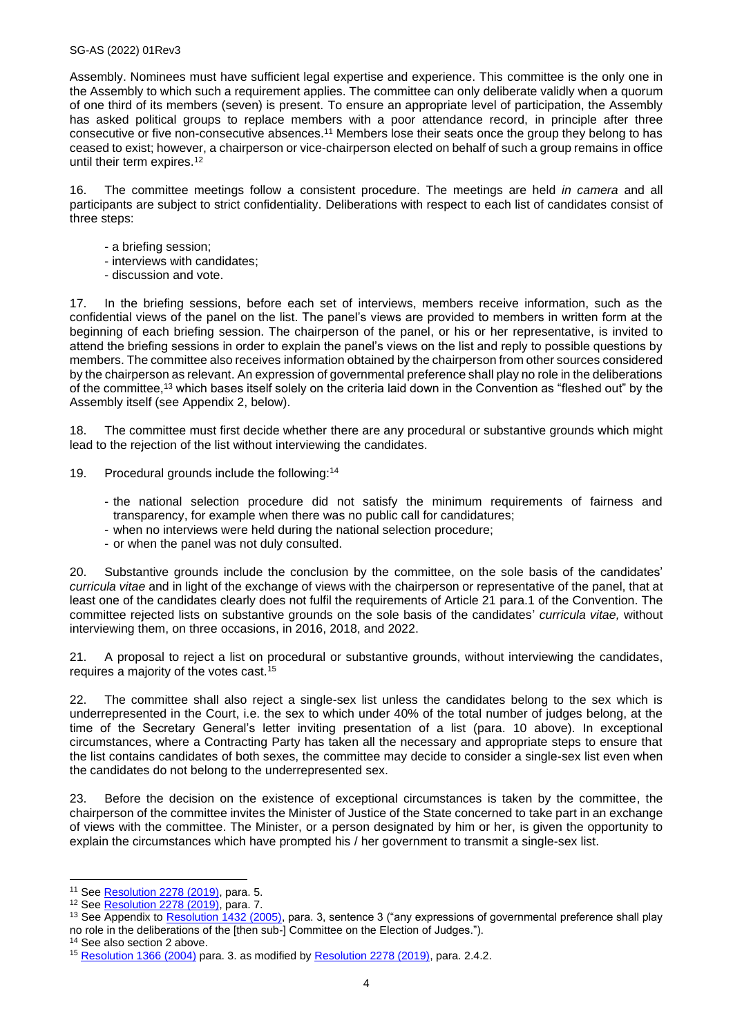Assembly. Nominees must have sufficient legal expertise and experience. This committee is the only one in the Assembly to which such a requirement applies. The committee can only deliberate validly when a quorum of one third of its members (seven) is present. To ensure an appropriate level of participation, the Assembly has asked political groups to replace members with a poor attendance record, in principle after three consecutive or five non-consecutive absences.[11] Members lose their seats once the group they belong to has ceased to exist; however, a chairperson or vice-chairperson elected on behalf of such a group remains in office until their term expires.[12]

16. The committee meetings follow a consistent procedure. The meetings are held *in camera* and all participants are subject to strict confidentiality. Deliberations with respect to each list of candidates consist of three steps:

- a briefing session;
- interviews with candidates;
- discussion and vote.

17. In the briefing sessions, before each set of interviews, members receive information, such as the confidential views of the panel on the list. The panel's views are provided to members in written form at the beginning of each briefing session. The chairperson of the panel, or his or her representative, is invited to attend the briefing sessions in order to explain the panel's views on the list and reply to possible questions by members. The committee also receives information obtained by the chairperson from other sources considered by the chairperson as relevant. An expression of governmental preference shall play no role in the deliberations of the committee,[13] which bases itself solely on the criteria laid down in the Convention as "fleshed out" by the Assembly itself (see Appendix 2, below).

18. The committee must first decide whether there are any procedural or substantive grounds which might lead to the rejection of the list without interviewing the candidates.

19. Procedural grounds include the following:[14]

- the national selection procedure did not satisfy the minimum requirements of fairness and transparency, for example when there was no public call for candidatures;
- when no interviews were held during the national selection procedure;
- or when the panel was not duly consulted.

20. Substantive grounds include the conclusion by the committee, on the sole basis of the candidates' *curricula vitae* and in light of the exchange of views with the chairperson or representative of the panel, that at least one of the candidates clearly does not fulfil the requirements of Article 21 para.1 of the Convention. The committee rejected lists on substantive grounds on the sole basis of the candidates' *curricula vitae,* without interviewing them, on three occasions, in 2016, 2018, and 2022.

21. A proposal to reject a list on procedural or substantive grounds, without interviewing the candidates, requires a majority of the votes cast.[15]

22. The committee shall also reject a single-sex list unless the candidates belong to the sex which is underrepresented in the Court, i.e. the sex to which under 40% of the total number of judges belong, at the time of the Secretary General's letter inviting presentation of a list (para. 10 above). In exceptional circumstances, where a Contracting Party has taken all the necessary and appropriate steps to ensure that the list contains candidates of both sexes, the committee may decide to consider a single-sex list even when the candidates do not belong to the underrepresented sex.

23. Before the decision on the existence of exceptional circumstances is taken by the committee, the chairperson of the committee invites the Minister of Justice of the State concerned to take part in an exchange of views with the committee. The Minister, or a person designated by him or her, is given the opportunity to explain the circumstances which have prompted his / her government to transmit a single-sex list.

---

[11] See Resolution 2278 (2019), para. 5.

[12] See Resolution 2278 (2019), para. 7.

[13] See Appendix to Resolution 1432 (2005), para. 3, sentence 3 ("any expressions of governmental preference shall play no role in the deliberations of the [then sub-] Committee on the Election of Judges.").

[14] See also section 2 above.

[15] Resolution 1366 (2004) para. 3. as modified by Resolution 2278 (2019), para. 2.4.2.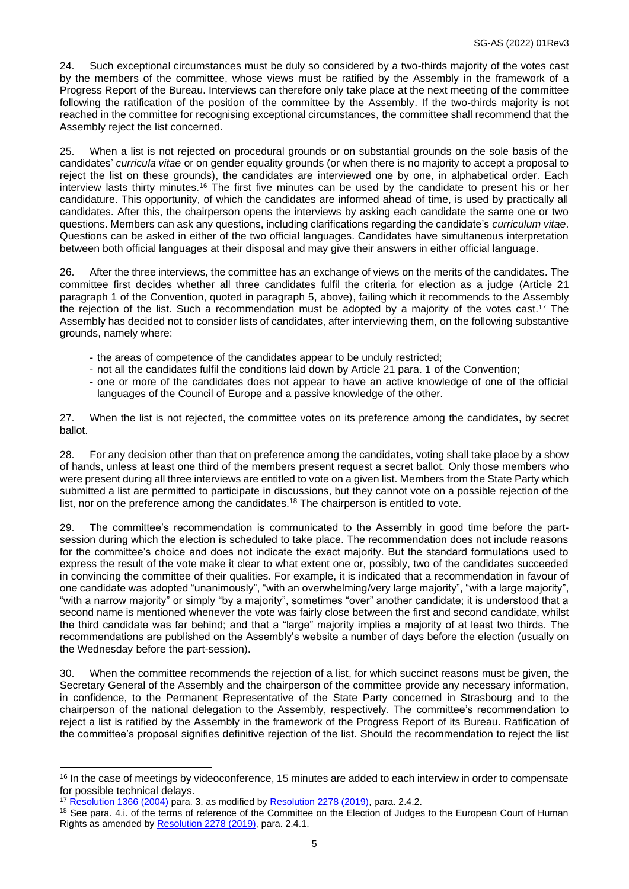24. Such exceptional circumstances must be duly so considered by a two-thirds majority of the votes cast by the members of the committee, whose views must be ratified by the Assembly in the framework of a Progress Report of the Bureau. Interviews can therefore only take place at the next meeting of the committee following the ratification of the position of the committee by the Assembly. If the two-thirds majority is not reached in the committee for recognising exceptional circumstances, the committee shall recommend that the Assembly reject the list concerned.

25. When a list is not rejected on procedural grounds or on substantial grounds on the sole basis of the candidates' *curricula vitae* or on gender equality grounds (or when there is no majority to accept a proposal to reject the list on these grounds), the candidates are interviewed one by one, in alphabetical order. Each interview lasts thirty minutes.[16] The first five minutes can be used by the candidate to present his or her candidature. This opportunity, of which the candidates are informed ahead of time, is used by practically all candidates. After this, the chairperson opens the interviews by asking each candidate the same one or two questions. Members can ask any questions, including clarifications regarding the candidate's *curriculum vitae*. Questions can be asked in either of the two official languages. Candidates have simultaneous interpretation between both official languages at their disposal and may give their answers in either official language.

26. After the three interviews, the committee has an exchange of views on the merits of the candidates. The committee first decides whether all three candidates fulfil the criteria for election as a judge (Article 21 paragraph 1 of the Convention, quoted in paragraph 5, above), failing which it recommends to the Assembly the rejection of the list. Such a recommendation must be adopted by a majority of the votes cast.[17] The Assembly has decided not to consider lists of candidates, after interviewing them, on the following substantive grounds, namely where:

- the areas of competence of the candidates appear to be unduly restricted;
- not all the candidates fulfil the conditions laid down by Article 21 para. 1 of the Convention;
- one or more of the candidates does not appear to have an active knowledge of one of the official languages of the Council of Europe and a passive knowledge of the other.

27. When the list is not rejected, the committee votes on its preference among the candidates, by secret ballot.

28. For any decision other than that on preference among the candidates, voting shall take place by a show of hands, unless at least one third of the members present request a secret ballot. Only those members who were present during all three interviews are entitled to vote on a given list. Members from the State Party which submitted a list are permitted to participate in discussions, but they cannot vote on a possible rejection of the list, nor on the preference among the candidates.[18] The chairperson is entitled to vote.

29. The committee's recommendation is communicated to the Assembly in good time before the part-session during which the election is scheduled to take place. The recommendation does not include reasons for the committee's choice and does not indicate the exact majority. But the standard formulations used to express the result of the vote make it clear to what extent one or, possibly, two of the candidates succeeded in convincing the committee of their qualities. For example, it is indicated that a recommendation in favour of one candidate was adopted "unanimously", "with an overwhelming/very large majority", "with a large majority", "with a narrow majority" or simply "by a majority", sometimes "over" another candidate; it is understood that a second name is mentioned whenever the vote was fairly close between the first and second candidate, whilst the third candidate was far behind; and that a "large" majority implies a majority of at least two thirds. The recommendations are published on the Assembly's website a number of days before the election (usually on the Wednesday before the part-session).

30. When the committee recommends the rejection of a list, for which succinct reasons must be given, the Secretary General of the Assembly and the chairperson of the committee provide any necessary information, in confidence, to the Permanent Representative of the State Party concerned in Strasbourg and to the chairperson of the national delegation to the Assembly, respectively. The committee's recommendation to reject a list is ratified by the Assembly in the framework of the Progress Report of its Bureau. Ratification of the committee's proposal signifies definitive rejection of the list. Should the recommendation to reject the list

---

[16] In the case of meetings by videoconference, 15 minutes are added to each interview in order to compensate for possible technical delays.

[17] Resolution 1366 (2004) para. 3. as modified by Resolution 2278 (2019), para. 2.4.2.

[18] See para. 4.i. of the terms of reference of the Committee on the Election of Judges to the European Court of Human Rights as amended by Resolution 2278 (2019), para. 2.4.1.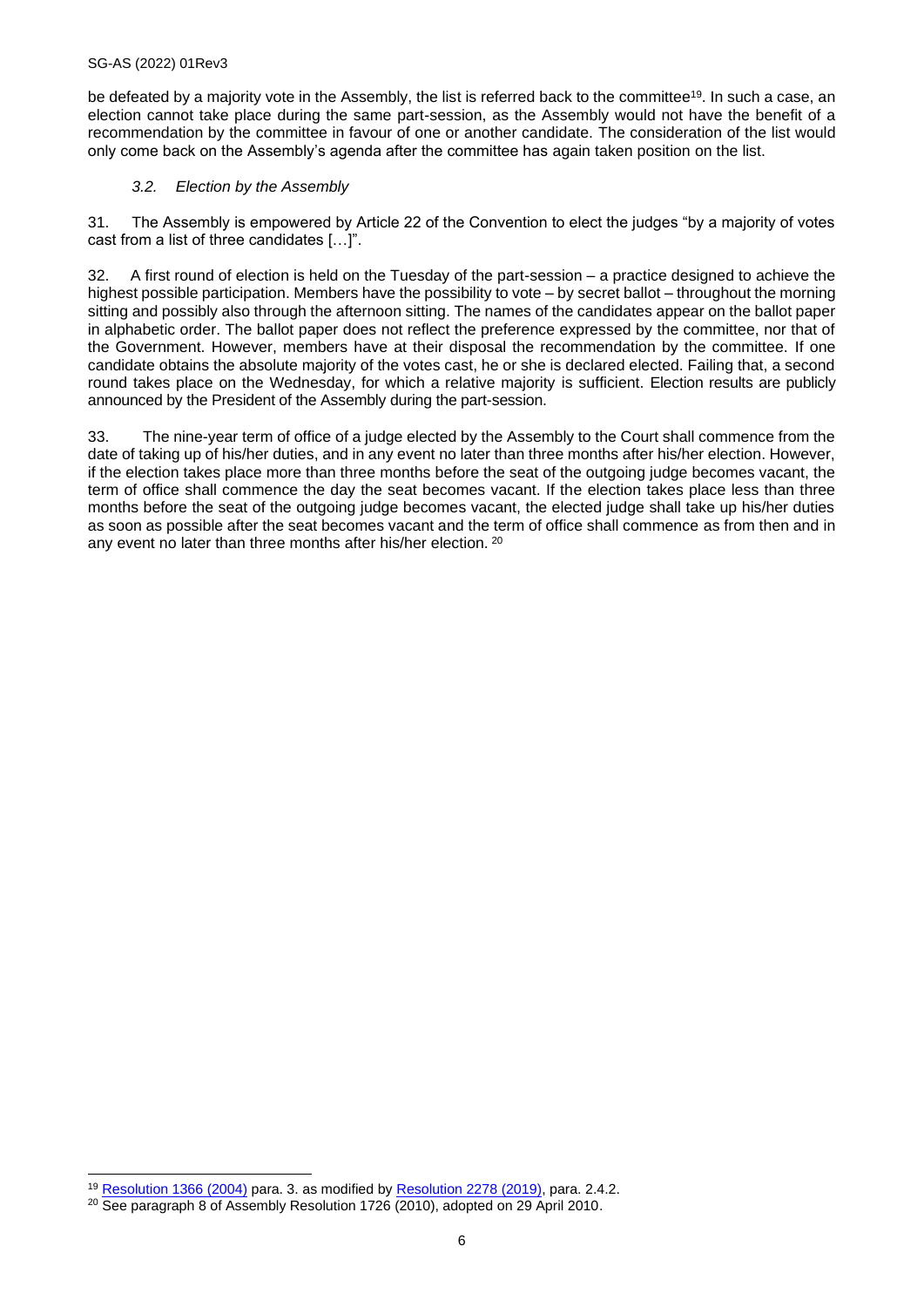be defeated by a majority vote in the Assembly, the list is referred back to the committee[19]. In such a case, an election cannot take place during the same part-session, as the Assembly would not have the benefit of a recommendation by the committee in favour of one or another candidate. The consideration of the list would only come back on the Assembly's agenda after the committee has again taken position on the list.

### *3.2. Election by the Assembly*

31. The Assembly is empowered by Article 22 of the Convention to elect the judges "by a majority of votes cast from a list of three candidates […]".

32. A first round of election is held on the Tuesday of the part-session – a practice designed to achieve the highest possible participation. Members have the possibility to vote – by secret ballot – throughout the morning sitting and possibly also through the afternoon sitting. The names of the candidates appear on the ballot paper in alphabetic order. The ballot paper does not reflect the preference expressed by the committee, nor that of the Government. However, members have at their disposal the recommendation by the committee. If one candidate obtains the absolute majority of the votes cast, he or she is declared elected. Failing that, a second round takes place on the Wednesday, for which a relative majority is sufficient. Election results are publicly announced by the President of the Assembly during the part-session.

33. The nine-year term of office of a judge elected by the Assembly to the Court shall commence from the date of taking up of his/her duties, and in any event no later than three months after his/her election. However, if the election takes place more than three months before the seat of the outgoing judge becomes vacant, the term of office shall commence the day the seat becomes vacant. If the election takes place less than three months before the seat of the outgoing judge becomes vacant, the elected judge shall take up his/her duties as soon as possible after the seat becomes vacant and the term of office shall commence as from then and in any event no later than three months after his/her election. [20]

---

[19] Resolution 1366 (2004) para. 3. as modified by Resolution 2278 (2019), para. 2.4.2.

[20] See paragraph 8 of Assembly Resolution 1726 (2010), adopted on 29 April 2010.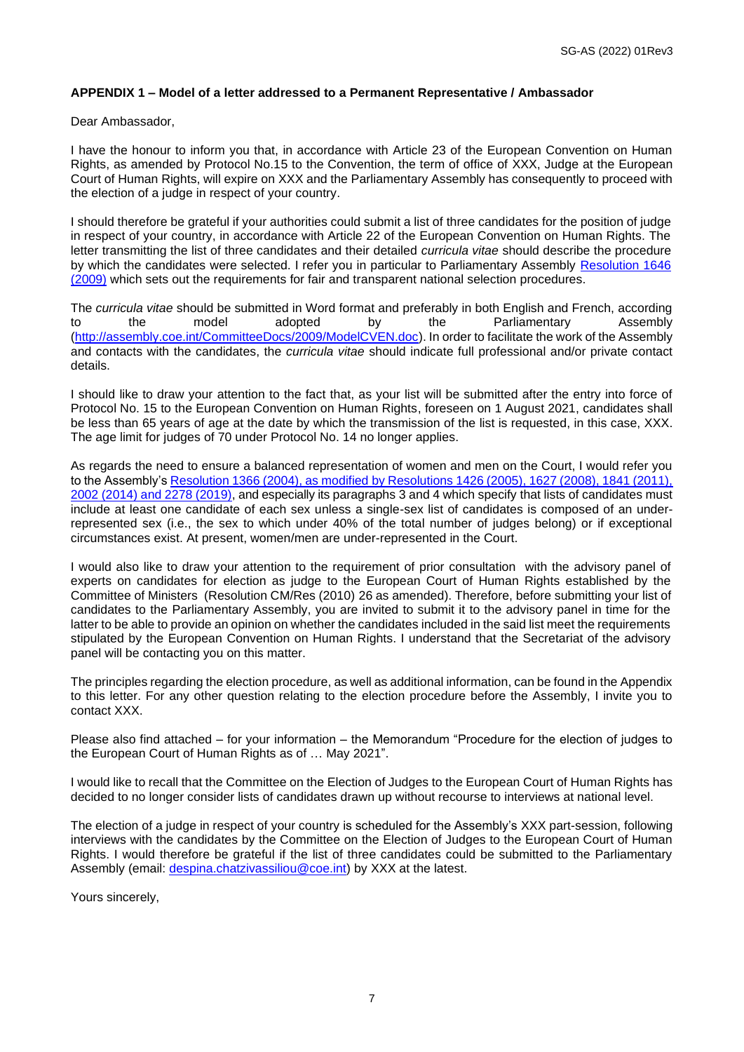**APPENDIX 1 – Model of a letter addressed to a Permanent Representative / Ambassador**

Dear Ambassador,

I have the honour to inform you that, in accordance with Article 23 of the European Convention on Human Rights, as amended by Protocol No.15 to the Convention, the term of office of XXX, Judge at the European Court of Human Rights, will expire on XXX and the Parliamentary Assembly has consequently to proceed with the election of a judge in respect of your country.

I should therefore be grateful if your authorities could submit a list of three candidates for the position of judge in respect of your country, in accordance with Article 22 of the European Convention on Human Rights. The letter transmitting the list of three candidates and their detailed *curricula vitae* should describe the procedure by which the candidates were selected. I refer you in particular to Parliamentary Assembly [Resolution 1646 (2009)](#) which sets out the requirements for fair and transparent national selection procedures.

The *curricula vitae* should be submitted in Word format and preferably in both English and French, according to the model adopted by the Parliamentary Assembly ([http://assembly.coe.int/CommitteeDocs/2009/ModelCVEN.doc](http://assembly.coe.int/CommitteeDocs/2009/ModelCVEN.doc)). In order to facilitate the work of the Assembly and contacts with the candidates, the *curricula vitae* should indicate full professional and/or private contact details.

I should like to draw your attention to the fact that, as your list will be submitted after the entry into force of Protocol No. 15 to the European Convention on Human Rights, foreseen on 1 August 2021, candidates shall be less than 65 years of age at the date by which the transmission of the list is requested, in this case, XXX. The age limit for judges of 70 under Protocol No. 14 no longer applies.

As regards the need to ensure a balanced representation of women and men on the Court, I would refer you to the Assembly's [Resolution 1366 (2004), as modified by Resolutions 1426 (2005), 1627 (2008), 1841 (2011), 2002 (2014) and 2278 (2019)](#), and especially its paragraphs 3 and 4 which specify that lists of candidates must include at least one candidate of each sex unless a single-sex list of candidates is composed of an under-represented sex (i.e., the sex to which under 40% of the total number of judges belong) or if exceptional circumstances exist. At present, women/men are under-represented in the Court.

I would also like to draw your attention to the requirement of prior consultation with the advisory panel of experts on candidates for election as judge to the European Court of Human Rights established by the Committee of Ministers (Resolution CM/Res (2010) 26 as amended). Therefore, before submitting your list of candidates to the Parliamentary Assembly, you are invited to submit it to the advisory panel in time for the latter to be able to provide an opinion on whether the candidates included in the said list meet the requirements stipulated by the European Convention on Human Rights. I understand that the Secretariat of the advisory panel will be contacting you on this matter.

The principles regarding the election procedure, as well as additional information, can be found in the Appendix to this letter. For any other question relating to the election procedure before the Assembly, I invite you to contact XXX.

Please also find attached – for your information – the Memorandum "Procedure for the election of judges to the European Court of Human Rights as of … May 2021".

I would like to recall that the Committee on the Election of Judges to the European Court of Human Rights has decided to no longer consider lists of candidates drawn up without recourse to interviews at national level.

The election of a judge in respect of your country is scheduled for the Assembly's XXX part-session, following interviews with the candidates by the Committee on the Election of Judges to the European Court of Human Rights. I would therefore be grateful if the list of three candidates could be submitted to the Parliamentary Assembly (email: [despina.chatzivassiliou@coe.int](mailto:despina.chatzivassiliou@coe.int)) by XXX at the latest.

Yours sincerely,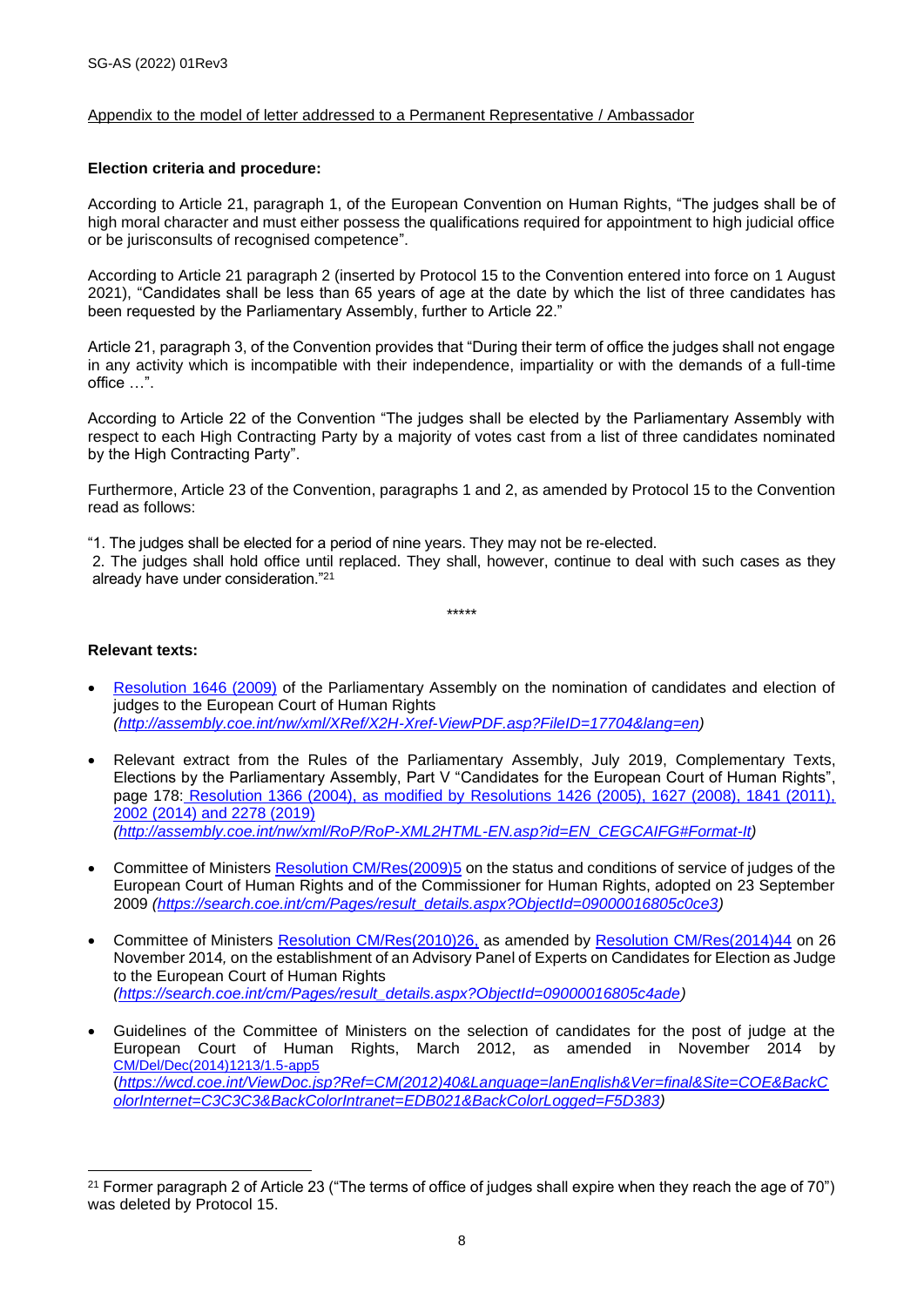Appendix to the model of letter addressed to a Permanent Representative / Ambassador

**Election criteria and procedure:**

According to Article 21, paragraph 1, of the European Convention on Human Rights, "The judges shall be of high moral character and must either possess the qualifications required for appointment to high judicial office or be jurisconsults of recognised competence".

According to Article 21 paragraph 2 (inserted by Protocol 15 to the Convention entered into force on 1 August 2021), "Candidates shall be less than 65 years of age at the date by which the list of three candidates has been requested by the Parliamentary Assembly, further to Article 22."

Article 21, paragraph 3, of the Convention provides that "During their term of office the judges shall not engage in any activity which is incompatible with their independence, impartiality or with the demands of a full-time office …".

According to Article 22 of the Convention "The judges shall be elected by the Parliamentary Assembly with respect to each High Contracting Party by a majority of votes cast from a list of three candidates nominated by the High Contracting Party".

Furthermore, Article 23 of the Convention, paragraphs 1 and 2, as amended by Protocol 15 to the Convention read as follows:

"1. The judges shall be elected for a period of nine years. They may not be re-elected.
2. The judges shall hold office until replaced. They shall, however, continue to deal with such cases as they already have under consideration."[21]

*****

**Relevant texts:**

- Resolution 1646 (2009) of the Parliamentary Assembly on the nomination of candidates and election of judges to the European Court of Human Rights *(http://assembly.coe.int/nw/xml/XRef/X2H-Xref-ViewPDF.asp?FileID=17704&lang=en)*

- Relevant extract from the Rules of the Parliamentary Assembly, July 2019, Complementary Texts, Elections by the Parliamentary Assembly, Part V "Candidates for the European Court of Human Rights", page 178: Resolution 1366 (2004), as modified by Resolutions 1426 (2005), 1627 (2008), 1841 (2011), 2002 (2014) and 2278 (2019) *(http://assembly.coe.int/nw/xml/RoP/RoP-XML2HTML-EN.asp?id=EN_CEGCAIFG#Format-It)*

- Committee of Ministers Resolution CM/Res(2009)5 on the status and conditions of service of judges of the European Court of Human Rights and of the Commissioner for Human Rights, adopted on 23 September 2009 *(https://search.coe.int/cm/Pages/result_details.aspx?ObjectId=09000016805c0ce3)*

- Committee of Ministers Resolution CM/Res(2010)26, as amended by Resolution CM/Res(2014)44 on 26 November 2014, on the establishment of an Advisory Panel of Experts on Candidates for Election as Judge to the European Court of Human Rights *(https://search.coe.int/cm/Pages/result_details.aspx?ObjectId=09000016805c4ade)*

- Guidelines of the Committee of Ministers on the selection of candidates for the post of judge at the European Court of Human Rights, March 2012, as amended in November 2014 by CM/Del/Dec(2014)1213/1.5-app5 (*https://wcd.coe.int/ViewDoc.jsp?Ref=CM(2012)40&Language=lanEnglish&Ver=final&Site=COE&BackColorInternet=C3C3C3&BackColorIntranet=EDB021&BackColorLogged=F5D383)*

---

[21] Former paragraph 2 of Article 23 ("The terms of office of judges shall expire when they reach the age of 70") was deleted by Protocol 15.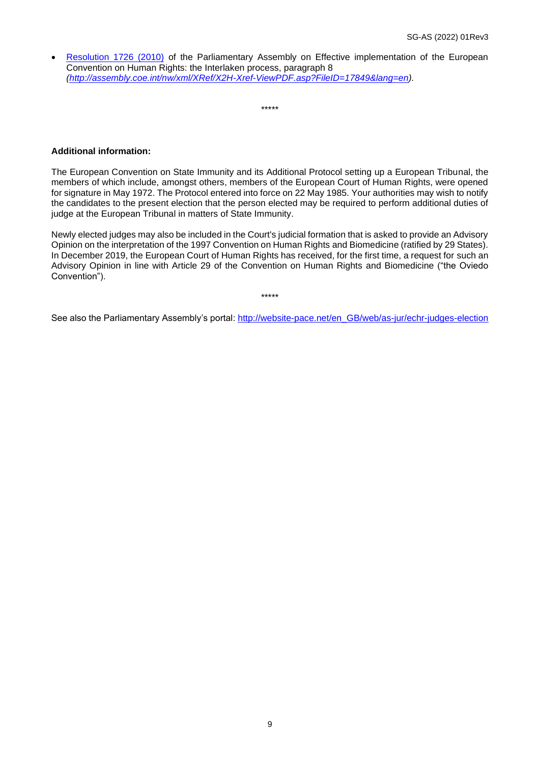- [Resolution 1726 (2010)](http://assembly.coe.int/nw/xml/XRef/X2H-Xref-ViewPDF.asp?FileID=17849&lang=en) of the Parliamentary Assembly on Effective implementation of the European Convention on Human Rights: the Interlaken process, paragraph 8 *(http://assembly.coe.int/nw/xml/XRef/X2H-Xref-ViewPDF.asp?FileID=17849&lang=en).*

\*\*\*\*\*

**Additional information:**

The European Convention on State Immunity and its Additional Protocol setting up a European Tribunal, the members of which include, amongst others, members of the European Court of Human Rights, were opened for signature in May 1972. The Protocol entered into force on 22 May 1985. Your authorities may wish to notify the candidates to the present election that the person elected may be required to perform additional duties of judge at the European Tribunal in matters of State Immunity.

Newly elected judges may also be included in the Court's judicial formation that is asked to provide an Advisory Opinion on the interpretation of the 1997 Convention on Human Rights and Biomedicine (ratified by 29 States). In December 2019, the European Court of Human Rights has received, for the first time, a request for such an Advisory Opinion in line with Article 29 of the Convention on Human Rights and Biomedicine ("the Oviedo Convention").

\*\*\*\*\*

See also the Parliamentary Assembly's portal: [http://website-pace.net/en_GB/web/as-jur/echr-judges-election](http://website-pace.net/en_GB/web/as-jur/echr-judges-election)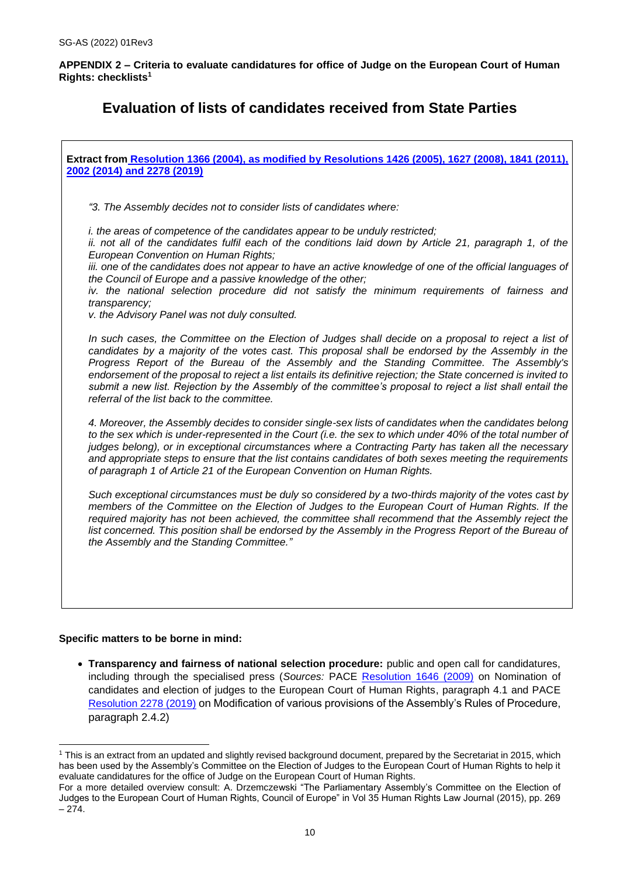**APPENDIX 2 – Criteria to evaluate candidatures for office of Judge on the European Court of Human Rights: checklists[1]**

## Evaluation of lists of candidates received from State Parties

> **Extract from Resolution 1366 (2004), as modified by Resolutions 1426 (2005), 1627 (2008), 1841 (2011), 2002 (2014) and 2278 (2019)**
>
> *"3. The Assembly decides not to consider lists of candidates where:*
>
> *i. the areas of competence of the candidates appear to be unduly restricted;*
> *ii. not all of the candidates fulfil each of the conditions laid down by Article 21, paragraph 1, of the European Convention on Human Rights;*
> *iii. one of the candidates does not appear to have an active knowledge of one of the official languages of the Council of Europe and a passive knowledge of the other;*
> *iv. the national selection procedure did not satisfy the minimum requirements of fairness and transparency;*
> *v. the Advisory Panel was not duly consulted.*
>
> *In such cases, the Committee on the Election of Judges shall decide on a proposal to reject a list of candidates by a majority of the votes cast. This proposal shall be endorsed by the Assembly in the Progress Report of the Bureau of the Assembly and the Standing Committee. The Assembly's endorsement of the proposal to reject a list entails its definitive rejection; the State concerned is invited to submit a new list. Rejection by the Assembly of the committee's proposal to reject a list shall entail the referral of the list back to the committee.*
>
> *4. Moreover, the Assembly decides to consider single-sex lists of candidates when the candidates belong to the sex which is under-represented in the Court (i.e. the sex to which under 40% of the total number of judges belong), or in exceptional circumstances where a Contracting Party has taken all the necessary and appropriate steps to ensure that the list contains candidates of both sexes meeting the requirements of paragraph 1 of Article 21 of the European Convention on Human Rights.*
>
> *Such exceptional circumstances must be duly so considered by a two-thirds majority of the votes cast by members of the Committee on the Election of Judges to the European Court of Human Rights. If the required majority has not been achieved, the committee shall recommend that the Assembly reject the list concerned. This position shall be endorsed by the Assembly in the Progress Report of the Bureau of the Assembly and the Standing Committee."*

**Specific matters to be borne in mind:**

- **Transparency and fairness of national selection procedure:** public and open call for candidatures, including through the specialised press (*Sources:* PACE Resolution 1646 (2009) on Nomination of candidates and election of judges to the European Court of Human Rights, paragraph 4.1 and PACE Resolution 2278 (2019) on Modification of various provisions of the Assembly's Rules of Procedure, paragraph 2.4.2)

---

[1] This is an extract from an updated and slightly revised background document, prepared by the Secretariat in 2015, which has been used by the Assembly's Committee on the Election of Judges to the European Court of Human Rights to help it evaluate candidatures for the office of Judge on the European Court of Human Rights.
For a more detailed overview consult: A. Drzemczewski "The Parliamentary Assembly's Committee on the Election of Judges to the European Court of Human Rights, Council of Europe" in Vol 35 Human Rights Law Journal (2015), pp. 269 – 274.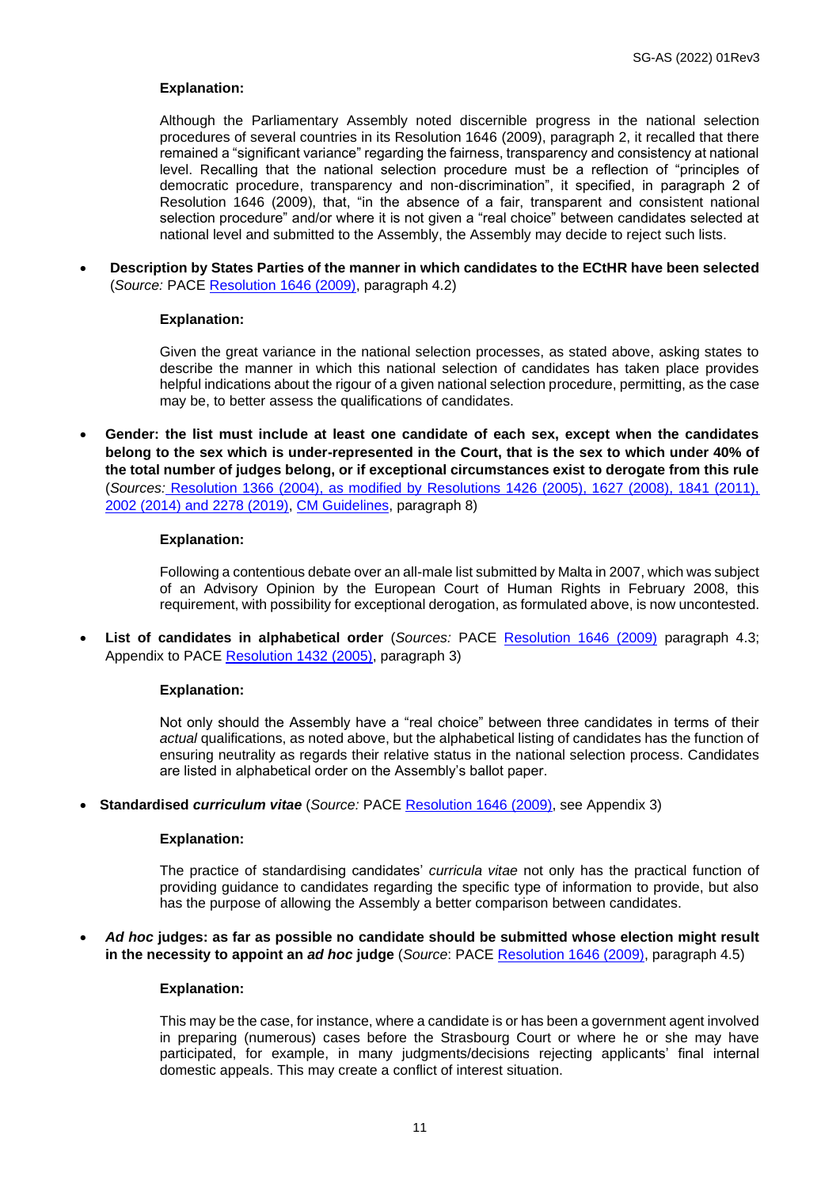**Explanation:**

Although the Parliamentary Assembly noted discernible progress in the national selection procedures of several countries in its Resolution 1646 (2009), paragraph 2, it recalled that there remained a "significant variance" regarding the fairness, transparency and consistency at national level. Recalling that the national selection procedure must be a reflection of "principles of democratic procedure, transparency and non-discrimination", it specified, in paragraph 2 of Resolution 1646 (2009), that, "in the absence of a fair, transparent and consistent national selection procedure" and/or where it is not given a "real choice" between candidates selected at national level and submitted to the Assembly, the Assembly may decide to reject such lists.

- **Description by States Parties of the manner in which candidates to the ECtHR have been selected** (*Source:* PACE Resolution 1646 (2009), paragraph 4.2)

  **Explanation:**

  Given the great variance in the national selection processes, as stated above, asking states to describe the manner in which this national selection of candidates has taken place provides helpful indications about the rigour of a given national selection procedure, permitting, as the case may be, to better assess the qualifications of candidates.

- **Gender: the list must include at least one candidate of each sex, except when the candidates belong to the sex which is under-represented in the Court, that is the sex to which under 40% of the total number of judges belong, or if exceptional circumstances exist to derogate from this rule** (*Sources:* Resolution 1366 (2004), as modified by Resolutions 1426 (2005), 1627 (2008), 1841 (2011), 2002 (2014) and 2278 (2019), CM Guidelines, paragraph 8)

  **Explanation:**

  Following a contentious debate over an all-male list submitted by Malta in 2007, which was subject of an Advisory Opinion by the European Court of Human Rights in February 2008, this requirement, with possibility for exceptional derogation, as formulated above, is now uncontested.

- **List of candidates in alphabetical order** (*Sources:* PACE Resolution 1646 (2009) paragraph 4.3; Appendix to PACE Resolution 1432 (2005), paragraph 3)

  **Explanation:**

  Not only should the Assembly have a "real choice" between three candidates in terms of their *actual* qualifications, as noted above, but the alphabetical listing of candidates has the function of ensuring neutrality as regards their relative status in the national selection process. Candidates are listed in alphabetical order on the Assembly's ballot paper.

- **Standardised *curriculum vitae*** (*Source:* PACE Resolution 1646 (2009), see Appendix 3)

  **Explanation:**

  The practice of standardising candidates' *curricula vitae* not only has the practical function of providing guidance to candidates regarding the specific type of information to provide, but also has the purpose of allowing the Assembly a better comparison between candidates.

- ***Ad hoc* judges: as far as possible no candidate should be submitted whose election might result in the necessity to appoint an *ad hoc* judge** (*Source*: PACE Resolution 1646 (2009), paragraph 4.5)

  **Explanation:**

  This may be the case, for instance, where a candidate is or has been a government agent involved in preparing (numerous) cases before the Strasbourg Court or where he or she may have participated, for example, in many judgments/decisions rejecting applicants' final internal domestic appeals. This may create a conflict of interest situation.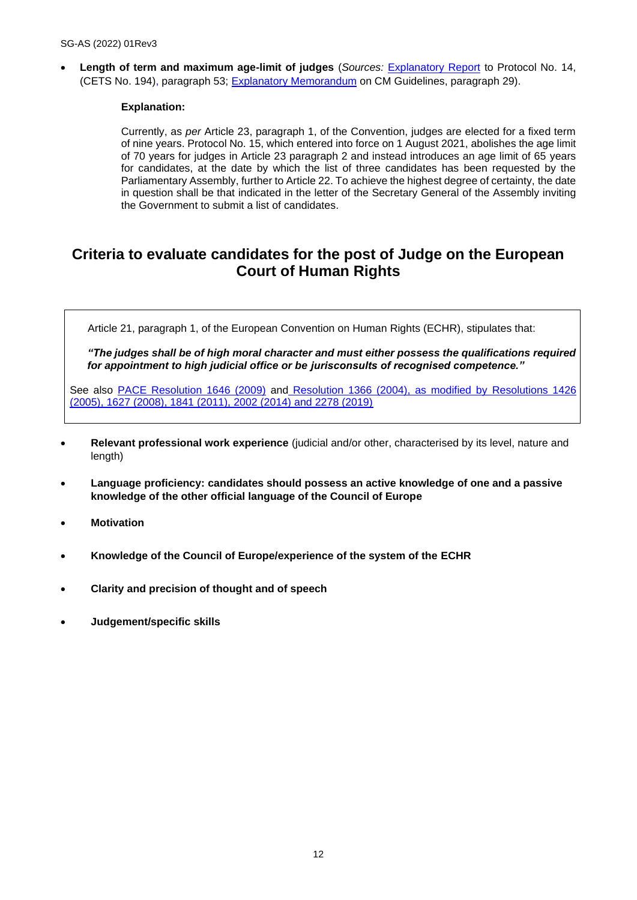- **Length of term and maximum age-limit of judges** (*Sources:* Explanatory Report to Protocol No. 14, (CETS No. 194), paragraph 53; Explanatory Memorandum on CM Guidelines, paragraph 29).

  **Explanation:**

  Currently, as *per* Article 23, paragraph 1, of the Convention, judges are elected for a fixed term of nine years. Protocol No. 15, which entered into force on 1 August 2021, abolishes the age limit of 70 years for judges in Article 23 paragraph 2 and instead introduces an age limit of 65 years for candidates, at the date by which the list of three candidates has been requested by the Parliamentary Assembly, further to Article 22. To achieve the highest degree of certainty, the date in question shall be that indicated in the letter of the Secretary General of the Assembly inviting the Government to submit a list of candidates.

## Criteria to evaluate candidates for the post of Judge on the European Court of Human Rights

Article 21, paragraph 1, of the European Convention on Human Rights (ECHR), stipulates that:

***"The judges shall be of high moral character and must either possess the qualifications required for appointment to high judicial office or be jurisconsults of recognised competence."***

See also PACE Resolution 1646 (2009) and Resolution 1366 (2004), as modified by Resolutions 1426 (2005), 1627 (2008), 1841 (2011), 2002 (2014) and 2278 (2019)

- **Relevant professional work experience** (judicial and/or other, characterised by its level, nature and length)
- **Language proficiency: candidates should possess an active knowledge of one and a passive knowledge of the other official language of the Council of Europe**
- **Motivation**
- **Knowledge of the Council of Europe/experience of the system of the ECHR**
- **Clarity and precision of thought and of speech**
- **Judgement/specific skills**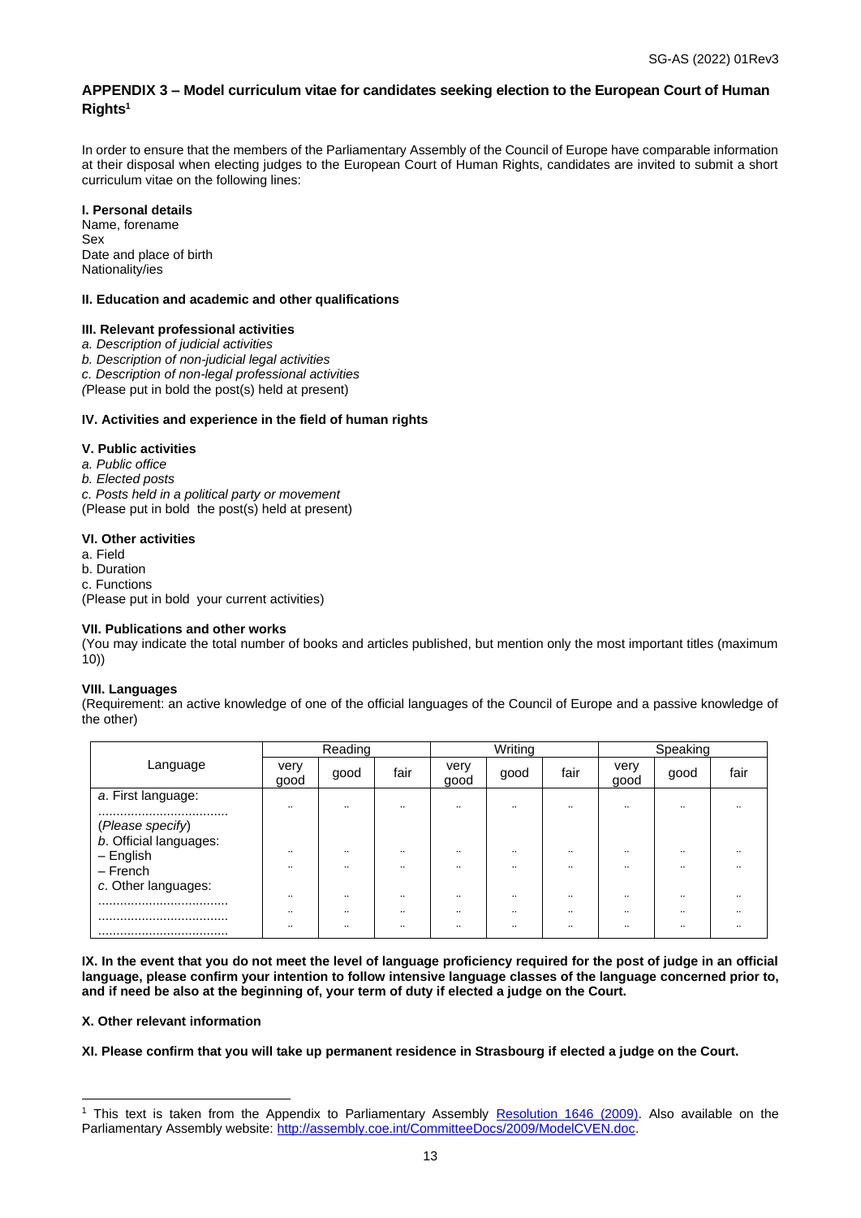## APPENDIX 3 – Model curriculum vitae for candidates seeking election to the European Court of Human Rights[1]

In order to ensure that the members of the Parliamentary Assembly of the Council of Europe have comparable information at their disposal when electing judges to the European Court of Human Rights, candidates are invited to submit a short curriculum vitae on the following lines:

**I. Personal details**
Name, forename
Sex
Date and place of birth
Nationality/ies

**II. Education and academic and other qualifications**

**III. Relevant professional activities**
*a. Description of judicial activities*
*b. Description of non-judicial legal activities*
*c. Description of non-legal professional activities*
*(*Please put in bold the post(s) held at present)

**IV. Activities and experience in the field of human rights**

**V. Public activities**
*a. Public office*
*b. Elected posts*
*c. Posts held in a political party or movement*
(Please put in bold the post(s) held at present)

**VI. Other activities**
a. Field
b. Duration
c. Functions
(Please put in bold your current activities)

**VII. Publications and other works**
(You may indicate the total number of books and articles published, but mention only the most important titles (maximum 10))

**VIII. Languages**
(Requirement: an active knowledge of one of the official languages of the Council of Europe and a passive knowledge of the other)

| Language | Reading | | | Writing | | | Speaking | | |
|---|---|---|---|---|---|---|---|---|---|
| | very good | good | fair | very good | good | fair | very good | good | fair |
| *a.* First language: ...................................... (*Please specify*) | .. | .. | .. | .. | .. | .. | .. | .. | .. |
| *b.* Official languages: | | | | | | | | | |
| – English | .. | .. | .. | .. | .. | .. | .. | .. | .. |
| – French | .. | .. | .. | .. | .. | .. | .. | .. | .. |
| *c.* Other languages: | | | | | | | | | |
| ...................................... | .. | .. | .. | .. | .. | .. | .. | .. | .. |
| ...................................... | .. | .. | .. | .. | .. | .. | .. | .. | .. |
| ...................................... | .. | .. | .. | .. | .. | .. | .. | .. | .. |

**IX. In the event that you do not meet the level of language proficiency required for the post of judge in an official language, please confirm your intention to follow intensive language classes of the language concerned prior to, and if need be also at the beginning of, your term of duty if elected a judge on the Court.**

**X. Other relevant information**

**XI. Please confirm that you will take up permanent residence in Strasbourg if elected a judge on the Court.**

---

[1] This text is taken from the Appendix to Parliamentary Assembly Resolution 1646 (2009). Also available on the Parliamentary Assembly website: http://assembly.coe.int/CommitteeDocs/2009/ModelCVEN.doc.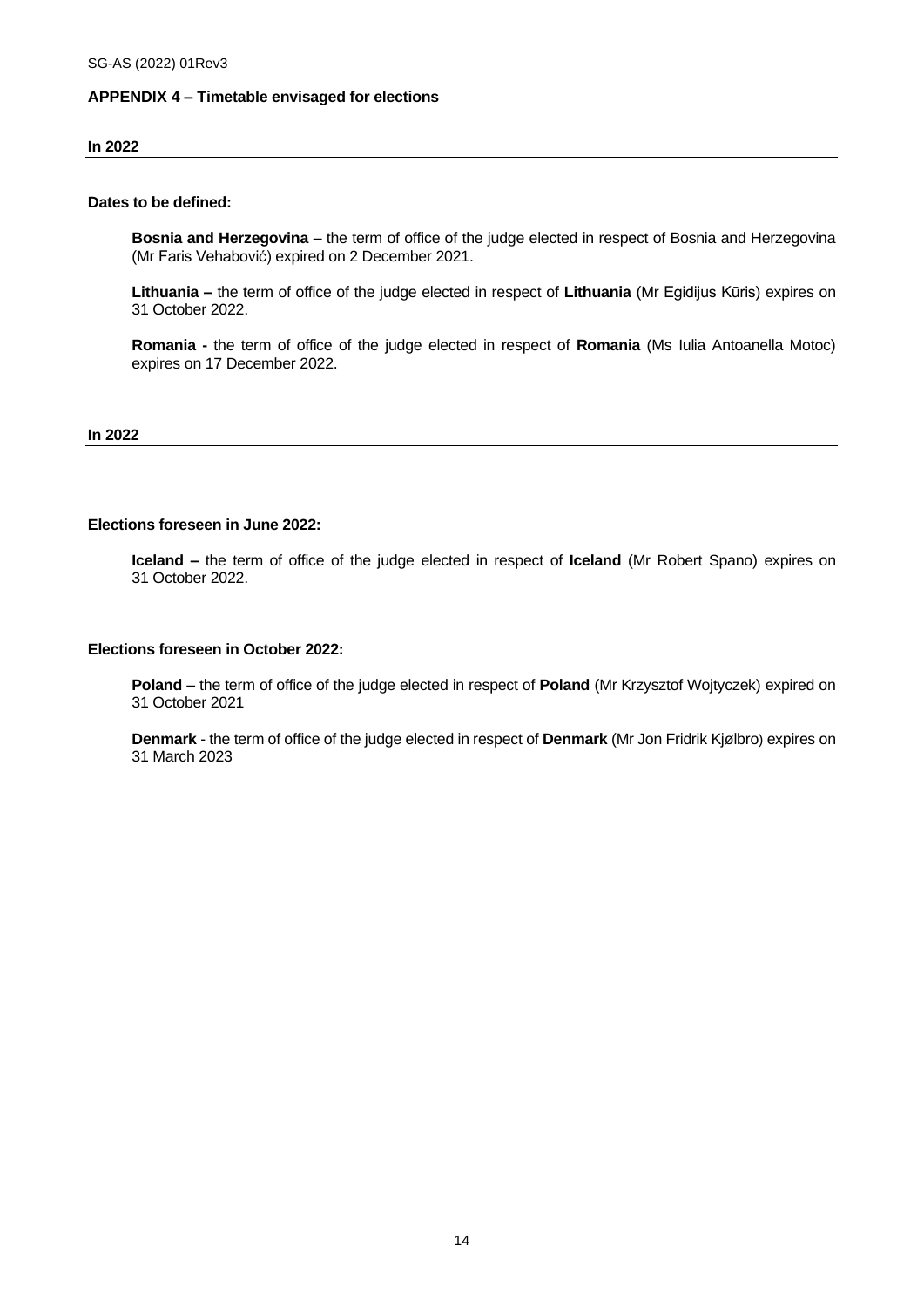## APPENDIX 4 – Timetable envisaged for elections

### In 2022

**Dates to be defined:**

**Bosnia and Herzegovina** – the term of office of the judge elected in respect of Bosnia and Herzegovina (Mr Faris Vehabović) expired on 2 December 2021.

**Lithuania –** the term of office of the judge elected in respect of **Lithuania** (Mr Egidijus Kūris) expires on 31 October 2022.

**Romania -** the term of office of the judge elected in respect of **Romania** (Ms Iulia Antoanella Motoc) expires on 17 December 2022.

### In 2022

**Elections foreseen in June 2022:**

**Iceland –** the term of office of the judge elected in respect of **Iceland** (Mr Robert Spano) expires on 31 October 2022.

**Elections foreseen in October 2022:**

**Poland** – the term of office of the judge elected in respect of **Poland** (Mr Krzysztof Wojtyczek) expired on 31 October 2021

**Denmark** - the term of office of the judge elected in respect of **Denmark** (Mr Jon Fridrik Kjølbro) expires on 31 March 2023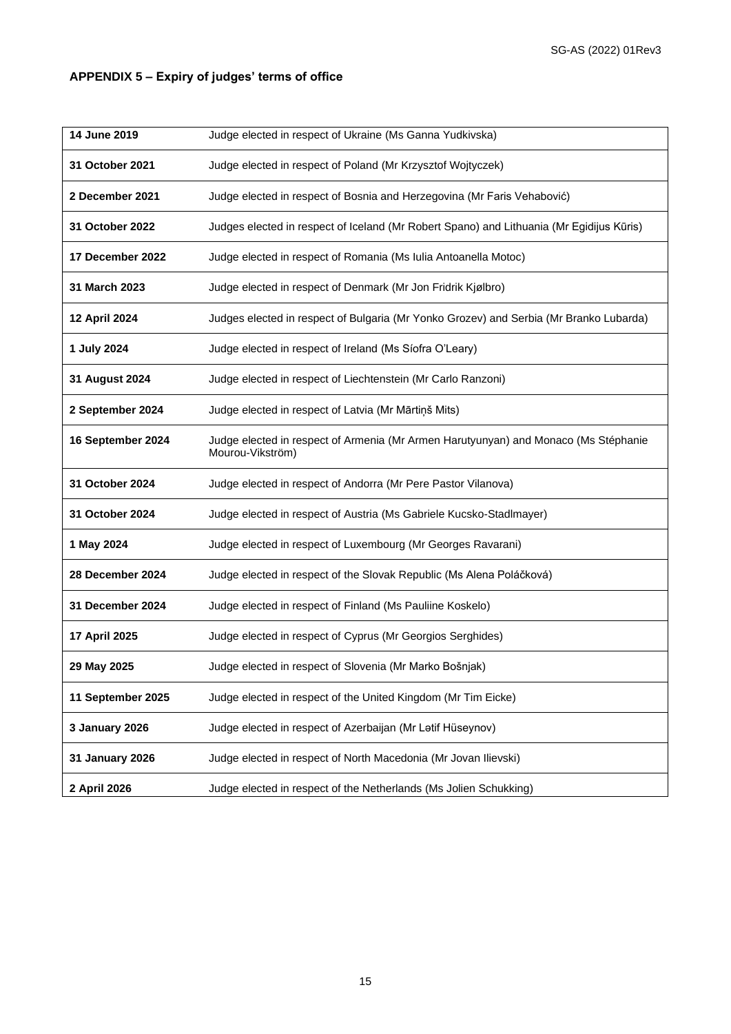**APPENDIX 5 – Expiry of judges' terms of office**

| | |
|---|---|
| **14 June 2019** | Judge elected in respect of Ukraine (Ms Ganna Yudkivska) |
| **31 October 2021** | Judge elected in respect of Poland (Mr Krzysztof Wojtyczek) |
| **2 December 2021** | Judge elected in respect of Bosnia and Herzegovina (Mr Faris Vehabović) |
| **31 October 2022** | Judges elected in respect of Iceland (Mr Robert Spano) and Lithuania (Mr Egidijus Kūris) |
| **17 December 2022** | Judge elected in respect of Romania (Ms Iulia Antoanella Motoc) |
| **31 March 2023** | Judge elected in respect of Denmark (Mr Jon Fridrik Kjølbro) |
| **12 April 2024** | Judges elected in respect of Bulgaria (Mr Yonko Grozev) and Serbia (Mr Branko Lubarda) |
| **1 July 2024** | Judge elected in respect of Ireland (Ms Síofra O'Leary) |
| **31 August 2024** | Judge elected in respect of Liechtenstein (Mr Carlo Ranzoni) |
| **2 September 2024** | Judge elected in respect of Latvia (Mr Mārtiņš Mits) |
| **16 September 2024** | Judge elected in respect of Armenia (Mr Armen Harutyunyan) and Monaco (Ms Stéphanie Mourou-Vikström) |
| **31 October 2024** | Judge elected in respect of Andorra (Mr Pere Pastor Vilanova) |
| **31 October 2024** | Judge elected in respect of Austria (Ms Gabriele Kucsko-Stadlmayer) |
| **1 May 2024** | Judge elected in respect of Luxembourg (Mr Georges Ravarani) |
| **28 December 2024** | Judge elected in respect of the Slovak Republic (Ms Alena Poláčková) |
| **31 December 2024** | Judge elected in respect of Finland (Ms Pauliine Koskelo) |
| **17 April 2025** | Judge elected in respect of Cyprus (Mr Georgios Serghides) |
| **29 May 2025** | Judge elected in respect of Slovenia (Mr Marko Bošnjak) |
| **11 September 2025** | Judge elected in respect of the United Kingdom (Mr Tim Eicke) |
| **3 January 2026** | Judge elected in respect of Azerbaijan (Mr Lətif Hüseynov) |
| **31 January 2026** | Judge elected in respect of North Macedonia (Mr Jovan Ilievski) |
| **2 April 2026** | Judge elected in respect of the Netherlands (Ms Jolien Schukking) |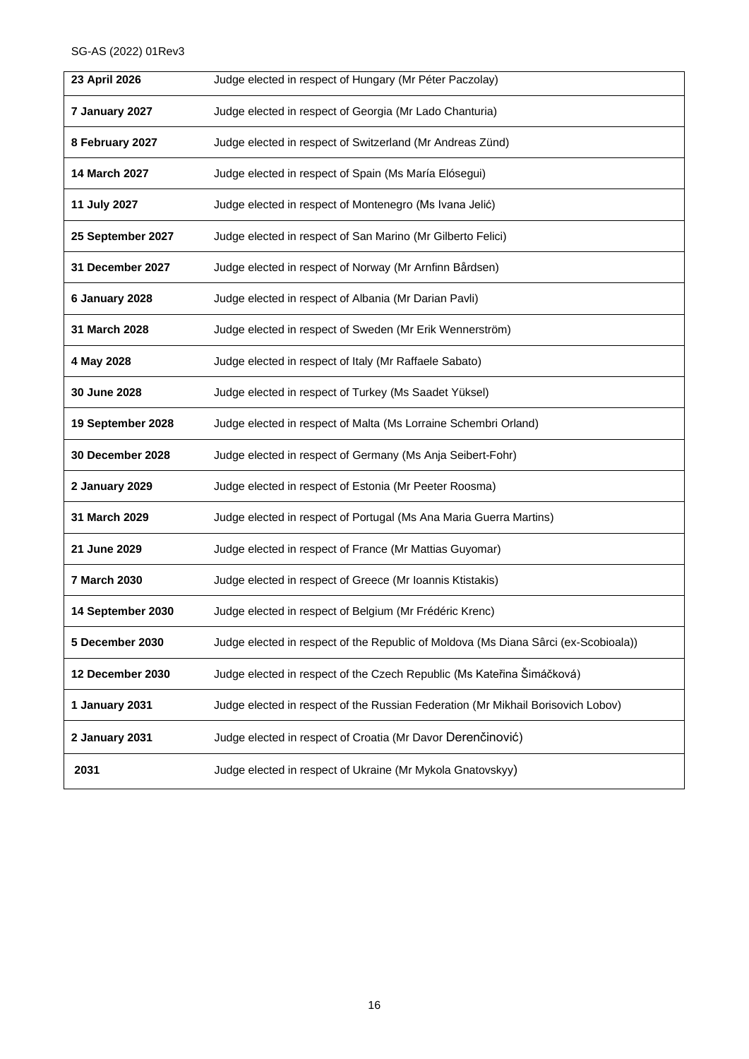| | |
|---|---|
| **23 April 2026** | Judge elected in respect of Hungary (Mr Péter Paczolay) |
| **7 January 2027** | Judge elected in respect of Georgia (Mr Lado Chanturia) |
| **8 February 2027** | Judge elected in respect of Switzerland (Mr Andreas Zünd) |
| **14 March 2027** | Judge elected in respect of Spain (Ms María Elósegui) |
| **11 July 2027** | Judge elected in respect of Montenegro (Ms Ivana Jelić) |
| **25 September 2027** | Judge elected in respect of San Marino (Mr Gilberto Felici) |
| **31 December 2027** | Judge elected in respect of Norway (Mr Arnfinn Bårdsen) |
| **6 January 2028** | Judge elected in respect of Albania (Mr Darian Pavli) |
| **31 March 2028** | Judge elected in respect of Sweden (Mr Erik Wennerström) |
| **4 May 2028** | Judge elected in respect of Italy (Mr Raffaele Sabato) |
| **30 June 2028** | Judge elected in respect of Turkey (Ms Saadet Yüksel) |
| **19 September 2028** | Judge elected in respect of Malta (Ms Lorraine Schembri Orland) |
| **30 December 2028** | Judge elected in respect of Germany (Ms Anja Seibert-Fohr) |
| **2 January 2029** | Judge elected in respect of Estonia (Mr Peeter Roosma) |
| **31 March 2029** | Judge elected in respect of Portugal (Ms Ana Maria Guerra Martins) |
| **21 June 2029** | Judge elected in respect of France (Mr Mattias Guyomar) |
| **7 March 2030** | Judge elected in respect of Greece (Mr Ioannis Ktistakis) |
| **14 September 2030** | Judge elected in respect of Belgium (Mr Frédéric Krenc) |
| **5 December 2030** | Judge elected in respect of the Republic of Moldova (Ms Diana Sârci (ex-Scobioala)) |
| **12 December 2030** | Judge elected in respect of the Czech Republic (Ms Kateřina Šimáčková) |
| **1 January 2031** | Judge elected in respect of the Russian Federation (Mr Mikhail Borisovich Lobov) |
| **2 January 2031** | Judge elected in respect of Croatia (Mr Davor Derenčinović) |
| **2031** | Judge elected in respect of Ukraine (Mr Mykola Gnatovskyy) |